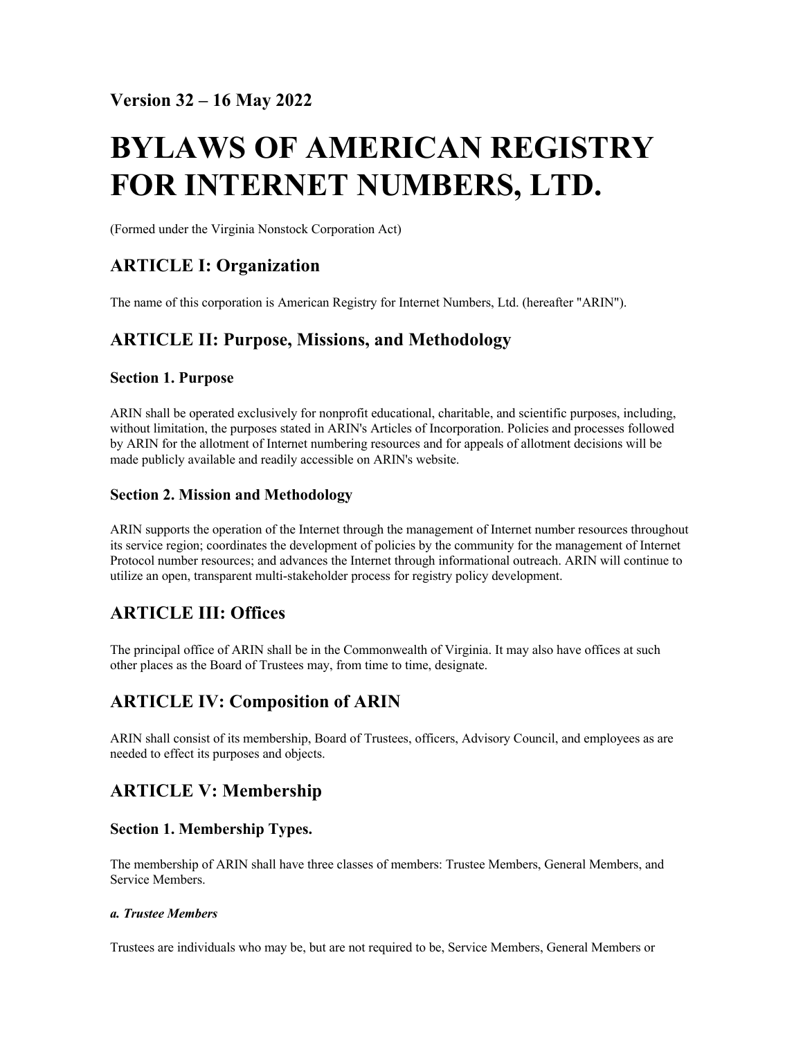**Version 32 – 16 May 2022**

# BYLAWS OF AMERICAN REGISTRY FOR INTERNET NUMBERS, LTD.

(Formed under the Virginia Nonstock Corporation Act)

## ARTICLE I: Organization

The name of this corporation is American Registry for Internet Numbers, Ltd. (hereafter "ARIN").

## ARTICLE II: Purpose, Missions, and Methodology

### Section 1. Purpose

ARIN shall be operated exclusively for nonprofit educational, charitable, and scientific purposes, including, without limitation, the purposes stated in ARIN's Articles of Incorporation. Policies and processes followed by ARIN for the allotment of Internet numbering resources and for appeals of allotment decisions will be made publicly available and readily accessible on ARIN's website.

### Section 2. Mission and Methodology

ARIN supports the operation of the Internet through the management of Internet number resources throughout its service region; coordinates the development of policies by the community for the management of Internet Protocol number resources; and advances the Internet through informational outreach. ARIN will continue to utilize an open, transparent multi-stakeholder process for registry policy development.

## ARTICLE III: Offices

The principal office of ARIN shall be in the Commonwealth of Virginia. It may also have offices at such other places as the Board of Trustees may, from time to time, designate.

## ARTICLE IV: Composition of ARIN

ARIN shall consist of its membership, Board of Trustees, officers, Advisory Council, and employees as are needed to effect its purposes and objects.

## ARTICLE V: Membership

### Section 1. Membership Types.

The membership of ARIN shall have three classes of members: Trustee Members, General Members, and Service Members.

#### *a. Trustee Members*

Trustees are individuals who may be, but are not required to be, Service Members, General Members or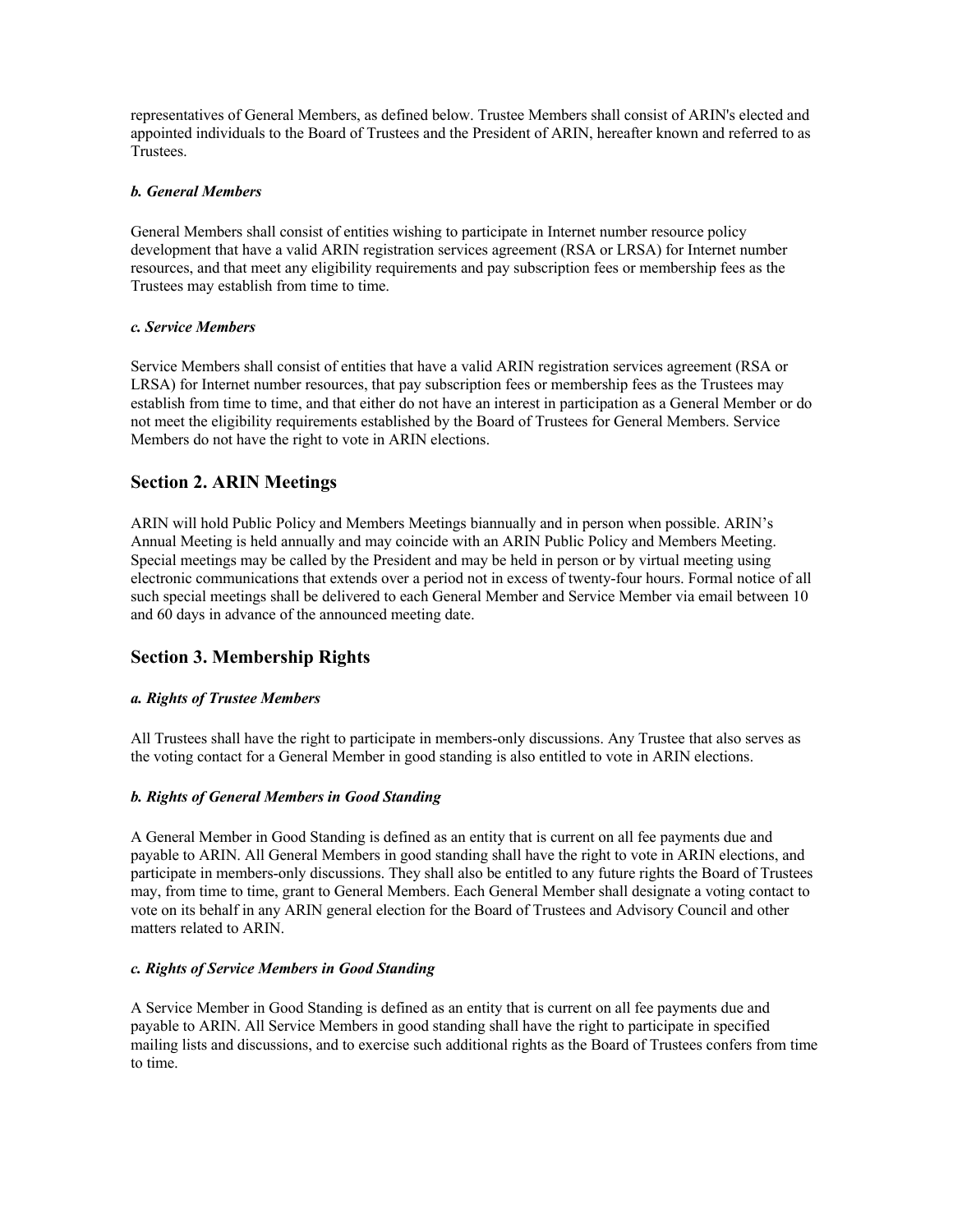representatives of General Members, as defined below. Trustee Members shall consist of ARIN's elected and appointed individuals to the Board of Trustees and the President of ARIN, hereafter known and referred to as Trustees.

#### *b. General Members*

General Members shall consist of entities wishing to participate in Internet number resource policy development that have a valid ARIN registration services agreement (RSA or LRSA) for Internet number resources, and that meet any eligibility requirements and pay subscription fees or membership fees as the Trustees may establish from time to time.

#### *c. Service Members*

Service Members shall consist of entities that have a valid ARIN registration services agreement (RSA or LRSA) for Internet number resources, that pay subscription fees or membership fees as the Trustees may establish from time to time, and that either do not have an interest in participation as a General Member or do not meet the eligibility requirements established by the Board of Trustees for General Members. Service Members do not have the right to vote in ARIN elections.

## Section 2. ARIN Meetings

ARIN will hold Public Policy and Members Meetings biannually and in person when possible. ARIN's Annual Meeting is held annually and may coincide with an ARIN Public Policy and Members Meeting. Special meetings may be called by the President and may be held in person or by virtual meeting using electronic communications that extends over a period not in excess of twenty-four hours. Formal notice of all such special meetings shall be delivered to each General Member and Service Member via email between 10 and 60 days in advance of the announced meeting date.

## Section 3. Membership Rights

#### *a. Rights of Trustee Members*

All Trustees shall have the right to participate in members-only discussions. Any Trustee that also serves as the voting contact for a General Member in good standing is also entitled to vote in ARIN elections.

#### *b. Rights of General Members in Good Standing*

A General Member in Good Standing is defined as an entity that is current on all fee payments due and payable to ARIN. All General Members in good standing shall have the right to vote in ARIN elections, and participate in members-only discussions. They shall also be entitled to any future rights the Board of Trustees may, from time to time, grant to General Members. Each General Member shall designate a voting contact to vote on its behalf in any ARIN general election for the Board of Trustees and Advisory Council and other matters related to ARIN.

#### *c. Rights of Service Members in Good Standing*

A Service Member in Good Standing is defined as an entity that is current on all fee payments due and payable to ARIN. All Service Members in good standing shall have the right to participate in specified mailing lists and discussions, and to exercise such additional rights as the Board of Trustees confers from time to time.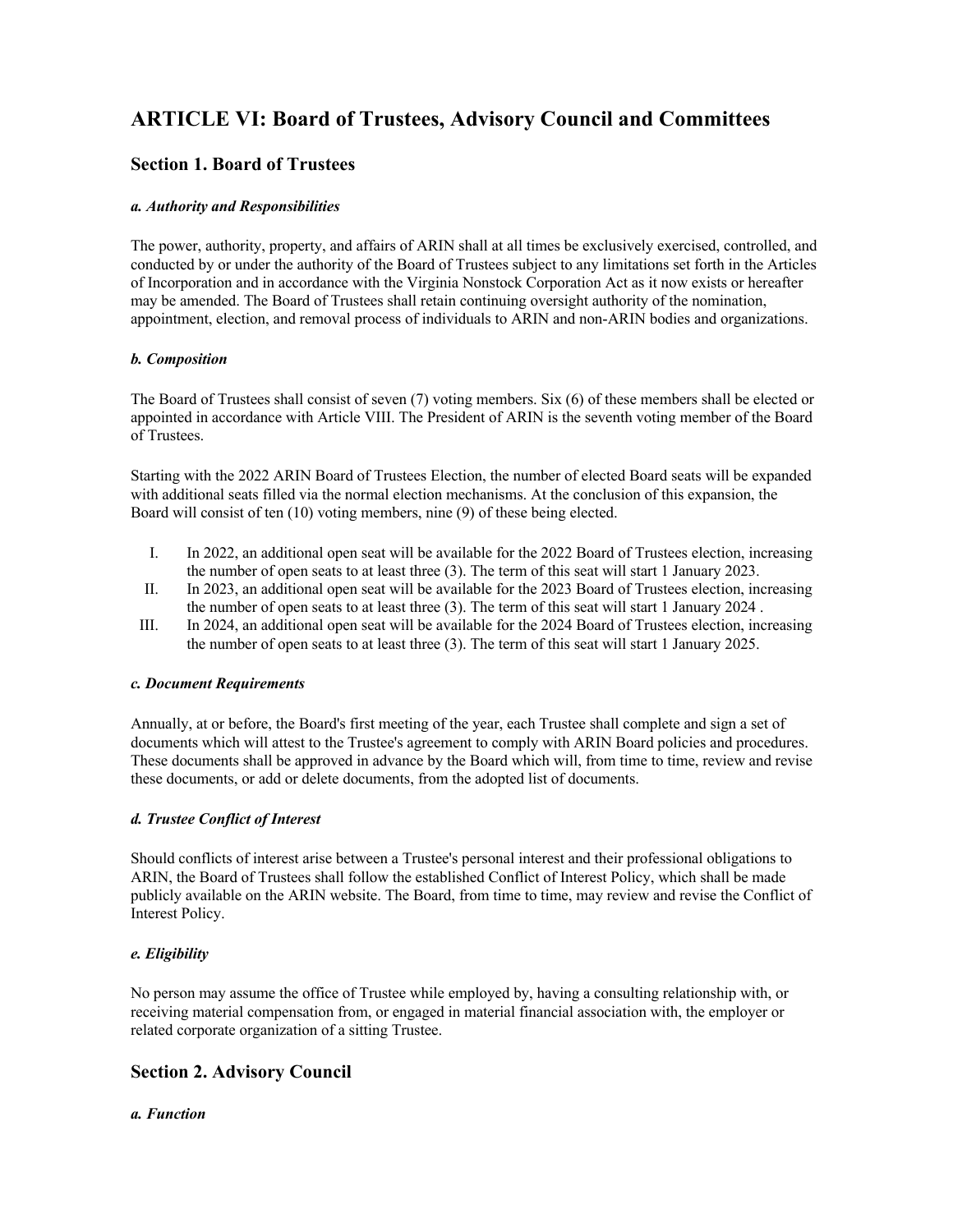# ARTICLE VI: Board of Trustees, Advisory Council and Committees

## Section 1. Board of Trustees

### *a. Authority and Responsibilities*

The power, authority, property, and affairs of ARIN shall at all times be exclusively exercised, controlled, and conducted by or under the authority of the Board of Trustees subject to any limitations set forth in the Articles of Incorporation and in accordance with the Virginia Nonstock Corporation Act as it now exists or hereafter may be amended. The Board of Trustees shall retain continuing oversight authority of the nomination, appointment, election, and removal process of individuals to ARIN and non-ARIN bodies and organizations.

### *b. Composition*

The Board of Trustees shall consist of seven (7) voting members. Six (6) of these members shall be elected or appointed in accordance with Article VIII. The President of ARIN is the seventh voting member of the Board of Trustees.

Starting with the 2022 ARIN Board of Trustees Election, the number of elected Board seats will be expanded with additional seats filled via the normal election mechanisms. At the conclusion of this expansion, the Board will consist of ten (10) voting members, nine (9) of these being elected.

I. In 2022, an additional open seat will be available for the 2022 Board of Trustees election, increasing the number of open seats to at least three (3). The term of this seat will start 1 January 2023.
II. In 2023, an additional open seat will be available for the 2023 Board of Trustees election, increasing the number of open seats to at least three (3). The term of this seat will start 1 January 2024 .
III. In 2024, an additional open seat will be available for the 2024 Board of Trustees election, increasing the number of open seats to at least three (3). The term of this seat will start 1 January 2025.

### *c. Document Requirements*

Annually, at or before, the Board's first meeting of the year, each Trustee shall complete and sign a set of documents which will attest to the Trustee's agreement to comply with ARIN Board policies and procedures. These documents shall be approved in advance by the Board which will, from time to time, review and revise these documents, or add or delete documents, from the adopted list of documents.

### *d. Trustee Conflict of Interest*

Should conflicts of interest arise between a Trustee's personal interest and their professional obligations to ARIN, the Board of Trustees shall follow the established Conflict of Interest Policy, which shall be made publicly available on the ARIN website. The Board, from time to time, may review and revise the Conflict of Interest Policy.

### *e. Eligibility*

No person may assume the office of Trustee while employed by, having a consulting relationship with, or receiving material compensation from, or engaged in material financial association with, the employer or related corporate organization of a sitting Trustee.

## Section 2. Advisory Council

### *a. Function*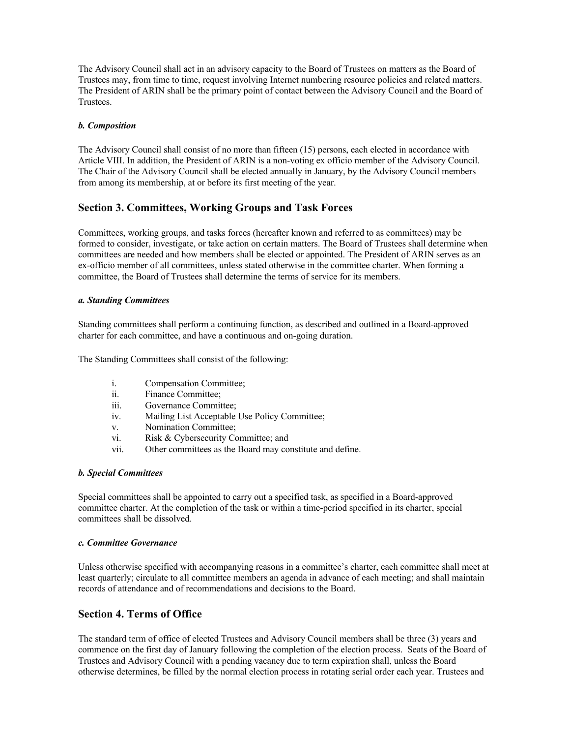The Advisory Council shall act in an advisory capacity to the Board of Trustees on matters as the Board of Trustees may, from time to time, request involving Internet numbering resource policies and related matters. The President of ARIN shall be the primary point of contact between the Advisory Council and the Board of Trustees.

#### *b. Composition*

The Advisory Council shall consist of no more than fifteen (15) persons, each elected in accordance with Article VIII. In addition, the President of ARIN is a non-voting ex officio member of the Advisory Council. The Chair of the Advisory Council shall be elected annually in January, by the Advisory Council members from among its membership, at or before its first meeting of the year.

## Section 3. Committees, Working Groups and Task Forces

Committees, working groups, and tasks forces (hereafter known and referred to as committees) may be formed to consider, investigate, or take action on certain matters. The Board of Trustees shall determine when committees are needed and how members shall be elected or appointed. The President of ARIN serves as an ex-officio member of all committees, unless stated otherwise in the committee charter. When forming a committee, the Board of Trustees shall determine the terms of service for its members.

#### *a. Standing Committees*

Standing committees shall perform a continuing function, as described and outlined in a Board-approved charter for each committee, and have a continuous and on-going duration.

The Standing Committees shall consist of the following:

- i. Compensation Committee;
- ii. Finance Committee;
- iii. Governance Committee;
- iv. Mailing List Acceptable Use Policy Committee;
- v. Nomination Committee;
- vi. Risk & Cybersecurity Committee; and
- vii. Other committees as the Board may constitute and define.

#### *b. Special Committees*

Special committees shall be appointed to carry out a specified task, as specified in a Board-approved committee charter. At the completion of the task or within a time-period specified in its charter, special committees shall be dissolved.

#### *c. Committee Governance*

Unless otherwise specified with accompanying reasons in a committee's charter, each committee shall meet at least quarterly; circulate to all committee members an agenda in advance of each meeting; and shall maintain records of attendance and of recommendations and decisions to the Board.

## Section 4. Terms of Office

The standard term of office of elected Trustees and Advisory Council members shall be three (3) years and commence on the first day of January following the completion of the election process. Seats of the Board of Trustees and Advisory Council with a pending vacancy due to term expiration shall, unless the Board otherwise determines, be filled by the normal election process in rotating serial order each year. Trustees and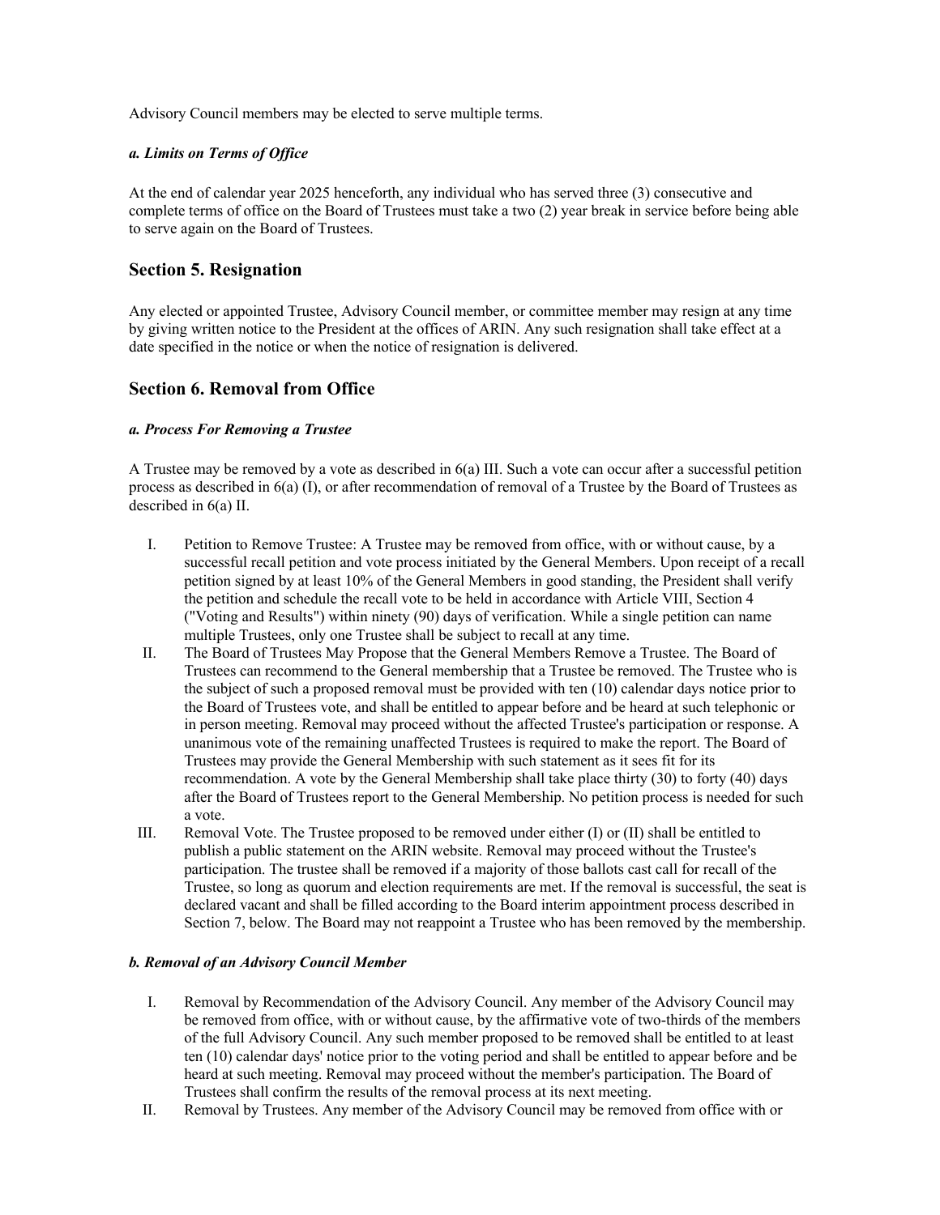Advisory Council members may be elected to serve multiple terms.

#### *a. Limits on Terms of Office*

At the end of calendar year 2025 henceforth, any individual who has served three (3) consecutive and complete terms of office on the Board of Trustees must take a two (2) year break in service before being able to serve again on the Board of Trustees.

## Section 5. Resignation

Any elected or appointed Trustee, Advisory Council member, or committee member may resign at any time by giving written notice to the President at the offices of ARIN. Any such resignation shall take effect at a date specified in the notice or when the notice of resignation is delivered.

## Section 6. Removal from Office

#### *a. Process For Removing a Trustee*

A Trustee may be removed by a vote as described in 6(a) III. Such a vote can occur after a successful petition process as described in 6(a) (I), or after recommendation of removal of a Trustee by the Board of Trustees as described in 6(a) II.

I. Petition to Remove Trustee: A Trustee may be removed from office, with or without cause, by a successful recall petition and vote process initiated by the General Members. Upon receipt of a recall petition signed by at least 10% of the General Members in good standing, the President shall verify the petition and schedule the recall vote to be held in accordance with Article VIII, Section 4 ("Voting and Results") within ninety (90) days of verification. While a single petition can name multiple Trustees, only one Trustee shall be subject to recall at any time.

II. The Board of Trustees May Propose that the General Members Remove a Trustee. The Board of Trustees can recommend to the General membership that a Trustee be removed. The Trustee who is the subject of such a proposed removal must be provided with ten (10) calendar days notice prior to the Board of Trustees vote, and shall be entitled to appear before and be heard at such telephonic or in person meeting. Removal may proceed without the affected Trustee's participation or response. A unanimous vote of the remaining unaffected Trustees is required to make the report. The Board of Trustees may provide the General Membership with such statement as it sees fit for its recommendation. A vote by the General Membership shall take place thirty (30) to forty (40) days after the Board of Trustees report to the General Membership. No petition process is needed for such a vote.

III. Removal Vote. The Trustee proposed to be removed under either (I) or (II) shall be entitled to publish a public statement on the ARIN website. Removal may proceed without the Trustee's participation. The trustee shall be removed if a majority of those ballots cast call for recall of the Trustee, so long as quorum and election requirements are met. If the removal is successful, the seat is declared vacant and shall be filled according to the Board interim appointment process described in Section 7, below. The Board may not reappoint a Trustee who has been removed by the membership.

#### *b. Removal of an Advisory Council Member*

I. Removal by Recommendation of the Advisory Council. Any member of the Advisory Council may be removed from office, with or without cause, by the affirmative vote of two-thirds of the members of the full Advisory Council. Any such member proposed to be removed shall be entitled to at least ten (10) calendar days' notice prior to the voting period and shall be entitled to appear before and be heard at such meeting. Removal may proceed without the member's participation. The Board of Trustees shall confirm the results of the removal process at its next meeting.

II. Removal by Trustees. Any member of the Advisory Council may be removed from office with or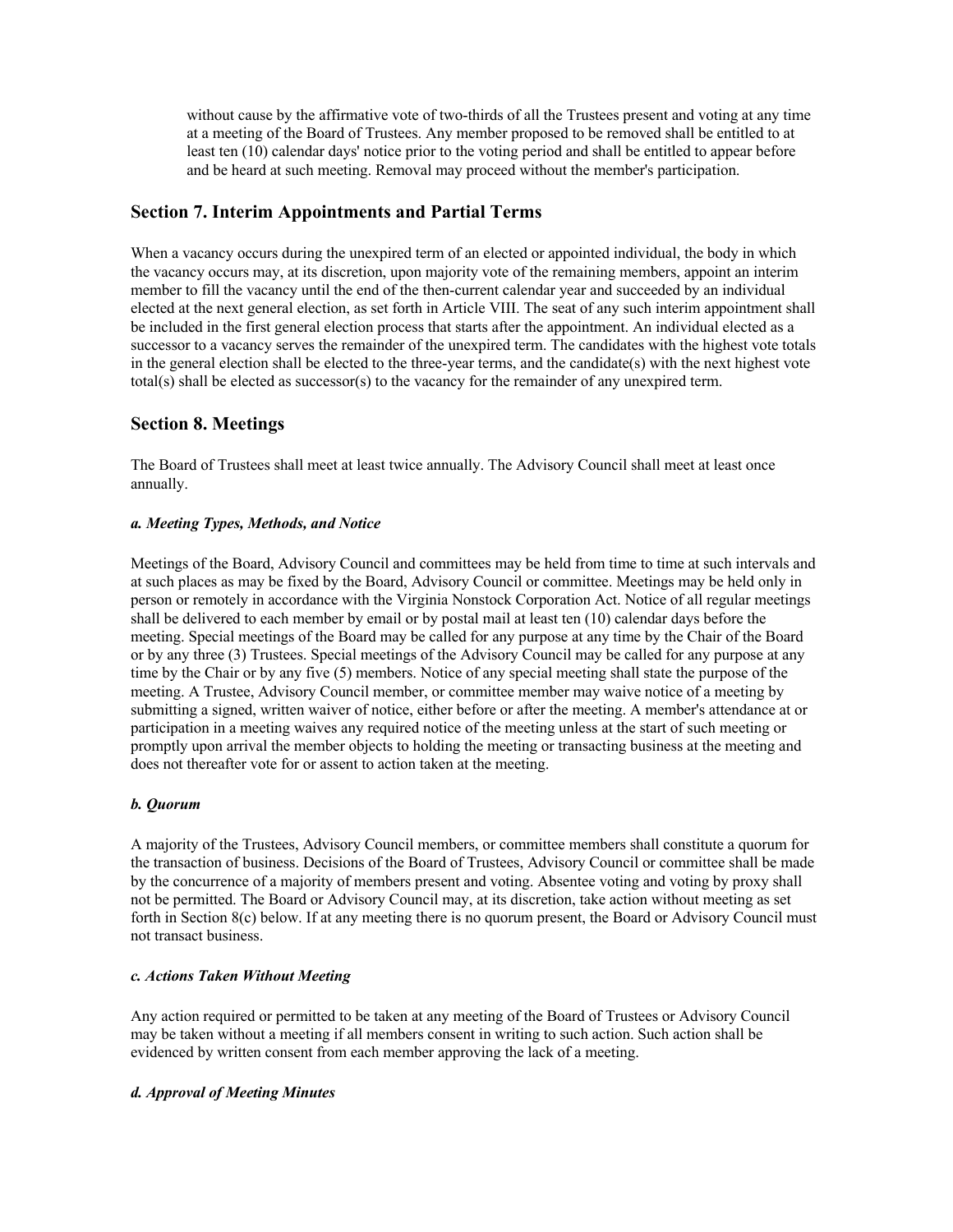without cause by the affirmative vote of two-thirds of all the Trustees present and voting at any time at a meeting of the Board of Trustees. Any member proposed to be removed shall be entitled to at least ten (10) calendar days' notice prior to the voting period and shall be entitled to appear before and be heard at such meeting. Removal may proceed without the member's participation.

## Section 7. Interim Appointments and Partial Terms

When a vacancy occurs during the unexpired term of an elected or appointed individual, the body in which the vacancy occurs may, at its discretion, upon majority vote of the remaining members, appoint an interim member to fill the vacancy until the end of the then-current calendar year and succeeded by an individual elected at the next general election, as set forth in Article VIII. The seat of any such interim appointment shall be included in the first general election process that starts after the appointment. An individual elected as a successor to a vacancy serves the remainder of the unexpired term. The candidates with the highest vote totals in the general election shall be elected to the three-year terms, and the candidate(s) with the next highest vote total(s) shall be elected as successor(s) to the vacancy for the remainder of any unexpired term.

## Section 8. Meetings

The Board of Trustees shall meet at least twice annually. The Advisory Council shall meet at least once annually.

#### *a. Meeting Types, Methods, and Notice*

Meetings of the Board, Advisory Council and committees may be held from time to time at such intervals and at such places as may be fixed by the Board, Advisory Council or committee. Meetings may be held only in person or remotely in accordance with the Virginia Nonstock Corporation Act. Notice of all regular meetings shall be delivered to each member by email or by postal mail at least ten (10) calendar days before the meeting. Special meetings of the Board may be called for any purpose at any time by the Chair of the Board or by any three (3) Trustees. Special meetings of the Advisory Council may be called for any purpose at any time by the Chair or by any five (5) members. Notice of any special meeting shall state the purpose of the meeting. A Trustee, Advisory Council member, or committee member may waive notice of a meeting by submitting a signed, written waiver of notice, either before or after the meeting. A member's attendance at or participation in a meeting waives any required notice of the meeting unless at the start of such meeting or promptly upon arrival the member objects to holding the meeting or transacting business at the meeting and does not thereafter vote for or assent to action taken at the meeting.

#### *b. Quorum*

A majority of the Trustees, Advisory Council members, or committee members shall constitute a quorum for the transaction of business. Decisions of the Board of Trustees, Advisory Council or committee shall be made by the concurrence of a majority of members present and voting. Absentee voting and voting by proxy shall not be permitted. The Board or Advisory Council may, at its discretion, take action without meeting as set forth in Section 8(c) below. If at any meeting there is no quorum present, the Board or Advisory Council must not transact business.

#### *c. Actions Taken Without Meeting*

Any action required or permitted to be taken at any meeting of the Board of Trustees or Advisory Council may be taken without a meeting if all members consent in writing to such action. Such action shall be evidenced by written consent from each member approving the lack of a meeting.

#### *d. Approval of Meeting Minutes*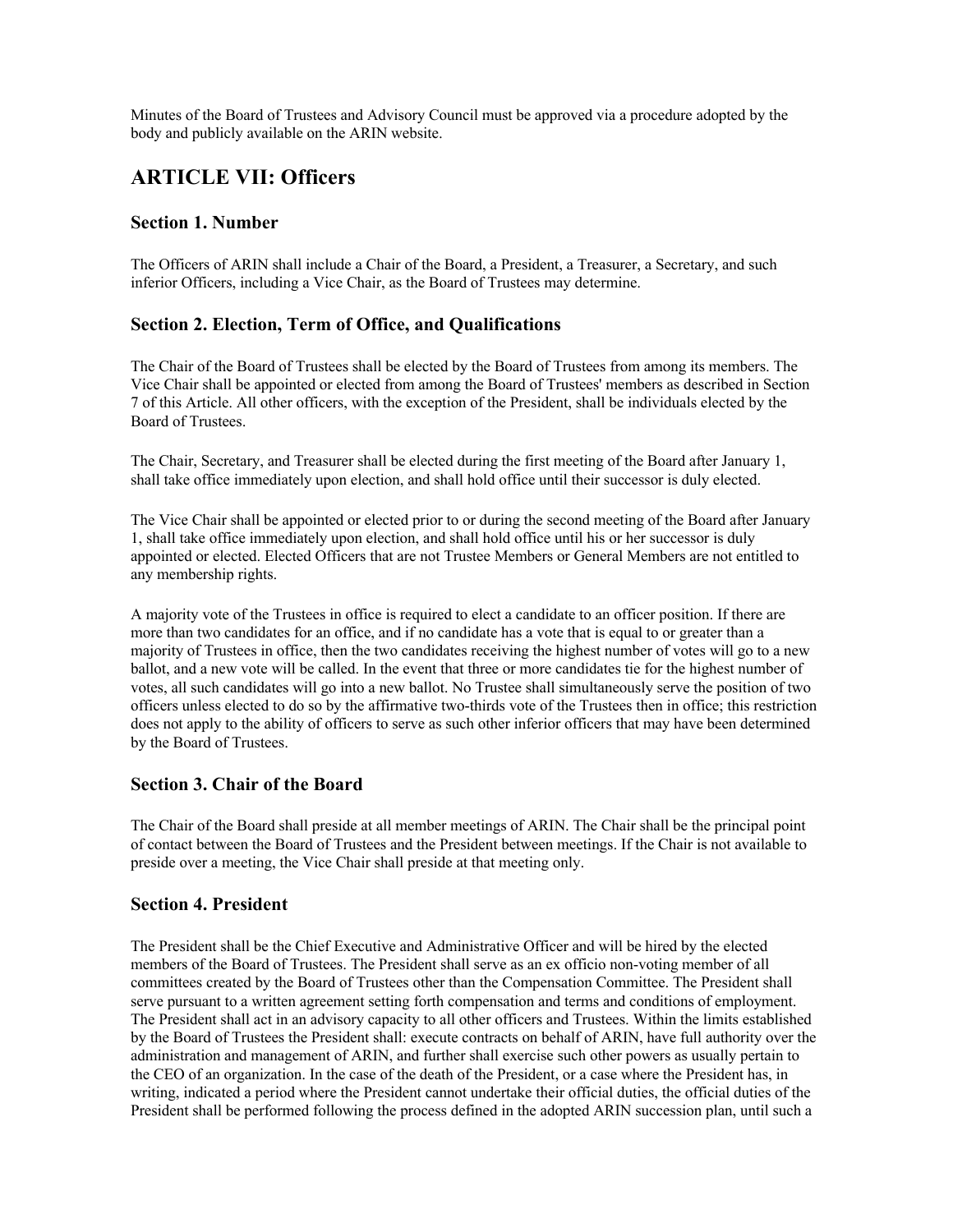Minutes of the Board of Trustees and Advisory Council must be approved via a procedure adopted by the body and publicly available on the ARIN website.

## ARTICLE VII: Officers

### Section 1. Number

The Officers of ARIN shall include a Chair of the Board, a President, a Treasurer, a Secretary, and such inferior Officers, including a Vice Chair, as the Board of Trustees may determine.

### Section 2. Election, Term of Office, and Qualifications

The Chair of the Board of Trustees shall be elected by the Board of Trustees from among its members. The Vice Chair shall be appointed or elected from among the Board of Trustees' members as described in Section 7 of this Article. All other officers, with the exception of the President, shall be individuals elected by the Board of Trustees.

The Chair, Secretary, and Treasurer shall be elected during the first meeting of the Board after January 1, shall take office immediately upon election, and shall hold office until their successor is duly elected.

The Vice Chair shall be appointed or elected prior to or during the second meeting of the Board after January 1, shall take office immediately upon election, and shall hold office until his or her successor is duly appointed or elected. Elected Officers that are not Trustee Members or General Members are not entitled to any membership rights.

A majority vote of the Trustees in office is required to elect a candidate to an officer position. If there are more than two candidates for an office, and if no candidate has a vote that is equal to or greater than a majority of Trustees in office, then the two candidates receiving the highest number of votes will go to a new ballot, and a new vote will be called. In the event that three or more candidates tie for the highest number of votes, all such candidates will go into a new ballot. No Trustee shall simultaneously serve the position of two officers unless elected to do so by the affirmative two-thirds vote of the Trustees then in office; this restriction does not apply to the ability of officers to serve as such other inferior officers that may have been determined by the Board of Trustees.

### Section 3. Chair of the Board

The Chair of the Board shall preside at all member meetings of ARIN. The Chair shall be the principal point of contact between the Board of Trustees and the President between meetings. If the Chair is not available to preside over a meeting, the Vice Chair shall preside at that meeting only.

### Section 4. President

The President shall be the Chief Executive and Administrative Officer and will be hired by the elected members of the Board of Trustees. The President shall serve as an ex officio non-voting member of all committees created by the Board of Trustees other than the Compensation Committee. The President shall serve pursuant to a written agreement setting forth compensation and terms and conditions of employment. The President shall act in an advisory capacity to all other officers and Trustees. Within the limits established by the Board of Trustees the President shall: execute contracts on behalf of ARIN, have full authority over the administration and management of ARIN, and further shall exercise such other powers as usually pertain to the CEO of an organization. In the case of the death of the President, or a case where the President has, in writing, indicated a period where the President cannot undertake their official duties, the official duties of the President shall be performed following the process defined in the adopted ARIN succession plan, until such a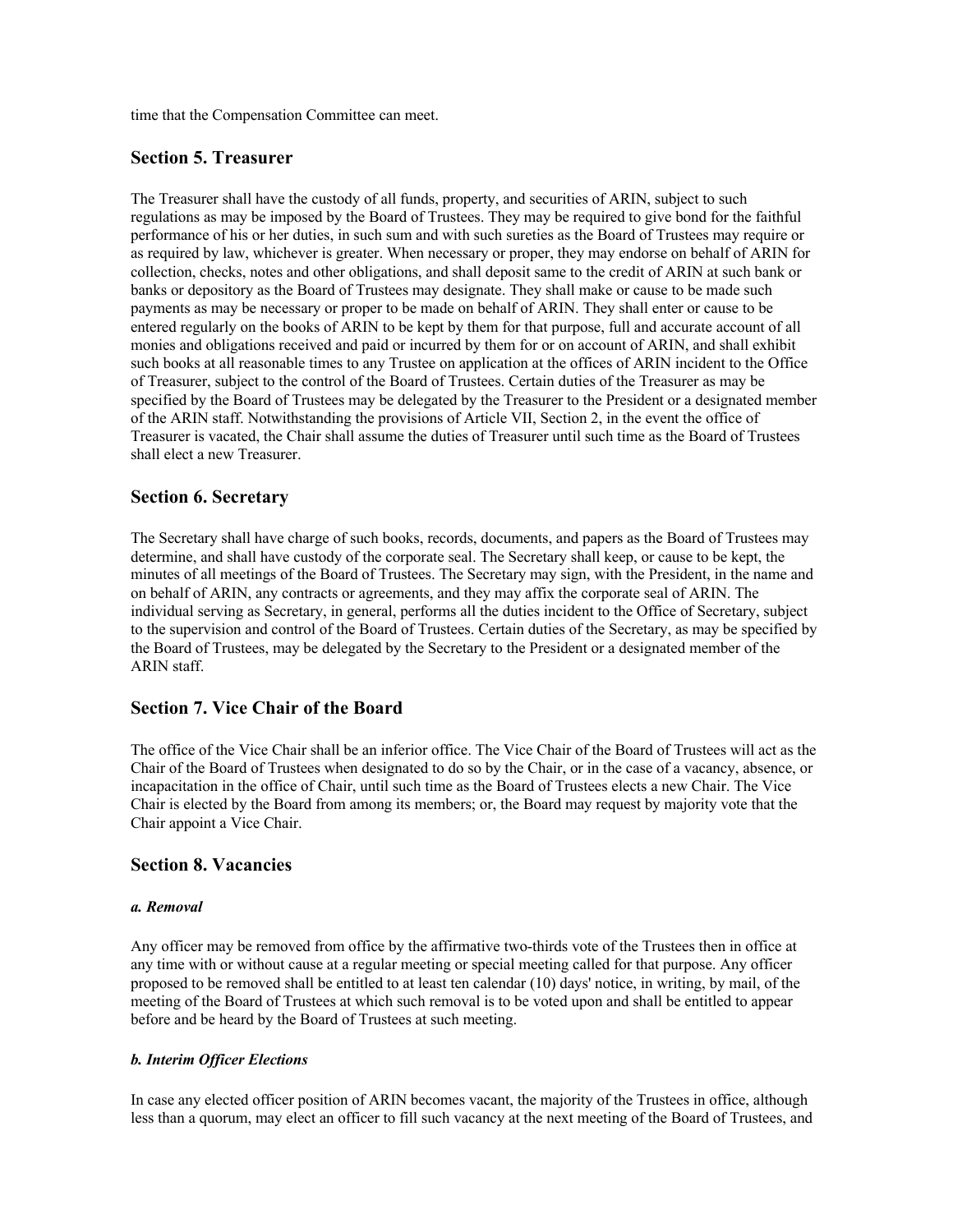time that the Compensation Committee can meet.

## Section 5. Treasurer

The Treasurer shall have the custody of all funds, property, and securities of ARIN, subject to such regulations as may be imposed by the Board of Trustees. They may be required to give bond for the faithful performance of his or her duties, in such sum and with such sureties as the Board of Trustees may require or as required by law, whichever is greater. When necessary or proper, they may endorse on behalf of ARIN for collection, checks, notes and other obligations, and shall deposit same to the credit of ARIN at such bank or banks or depository as the Board of Trustees may designate. They shall make or cause to be made such payments as may be necessary or proper to be made on behalf of ARIN. They shall enter or cause to be entered regularly on the books of ARIN to be kept by them for that purpose, full and accurate account of all monies and obligations received and paid or incurred by them for or on account of ARIN, and shall exhibit such books at all reasonable times to any Trustee on application at the offices of ARIN incident to the Office of Treasurer, subject to the control of the Board of Trustees. Certain duties of the Treasurer as may be specified by the Board of Trustees may be delegated by the Treasurer to the President or a designated member of the ARIN staff. Notwithstanding the provisions of Article VII, Section 2, in the event the office of Treasurer is vacated, the Chair shall assume the duties of Treasurer until such time as the Board of Trustees shall elect a new Treasurer.

## Section 6. Secretary

The Secretary shall have charge of such books, records, documents, and papers as the Board of Trustees may determine, and shall have custody of the corporate seal. The Secretary shall keep, or cause to be kept, the minutes of all meetings of the Board of Trustees. The Secretary may sign, with the President, in the name and on behalf of ARIN, any contracts or agreements, and they may affix the corporate seal of ARIN. The individual serving as Secretary, in general, performs all the duties incident to the Office of Secretary, subject to the supervision and control of the Board of Trustees. Certain duties of the Secretary, as may be specified by the Board of Trustees, may be delegated by the Secretary to the President or a designated member of the ARIN staff.

## Section 7. Vice Chair of the Board

The office of the Vice Chair shall be an inferior office. The Vice Chair of the Board of Trustees will act as the Chair of the Board of Trustees when designated to do so by the Chair, or in the case of a vacancy, absence, or incapacitation in the office of Chair, until such time as the Board of Trustees elects a new Chair. The Vice Chair is elected by the Board from among its members; or, the Board may request by majority vote that the Chair appoint a Vice Chair.

## Section 8. Vacancies

#### *a. Removal*

Any officer may be removed from office by the affirmative two-thirds vote of the Trustees then in office at any time with or without cause at a regular meeting or special meeting called for that purpose. Any officer proposed to be removed shall be entitled to at least ten calendar (10) days' notice, in writing, by mail, of the meeting of the Board of Trustees at which such removal is to be voted upon and shall be entitled to appear before and be heard by the Board of Trustees at such meeting.

#### *b. Interim Officer Elections*

In case any elected officer position of ARIN becomes vacant, the majority of the Trustees in office, although less than a quorum, may elect an officer to fill such vacancy at the next meeting of the Board of Trustees, and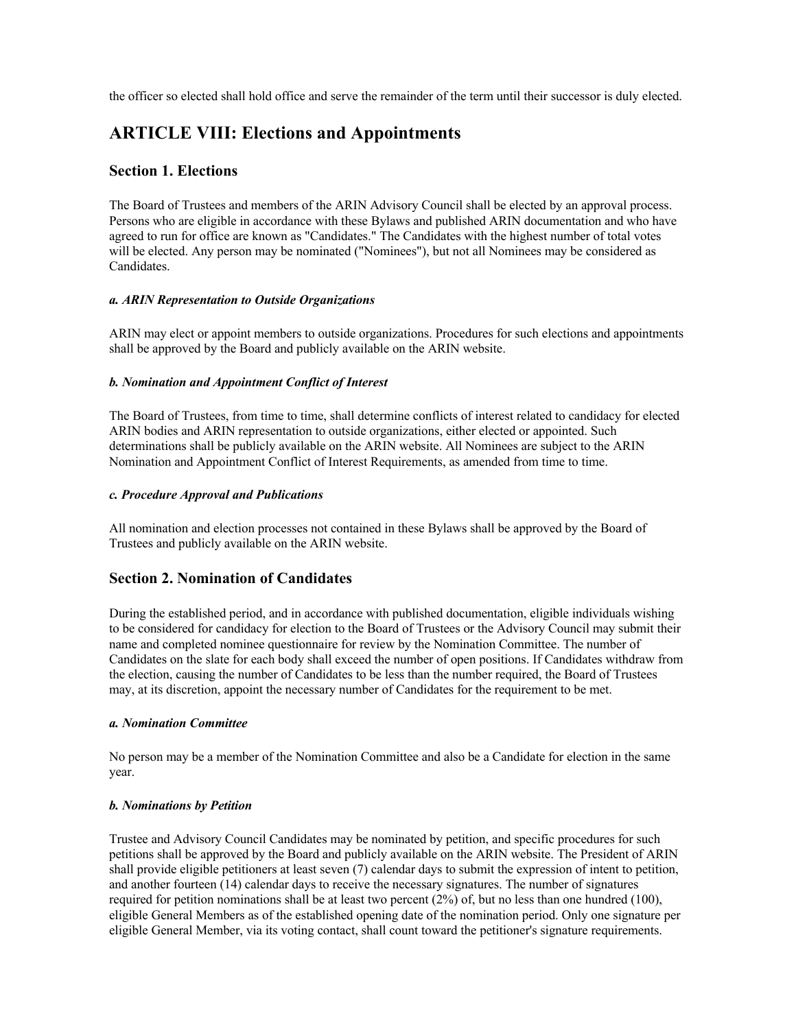the officer so elected shall hold office and serve the remainder of the term until their successor is duly elected.

## ARTICLE VIII: Elections and Appointments

### Section 1. Elections

The Board of Trustees and members of the ARIN Advisory Council shall be elected by an approval process. Persons who are eligible in accordance with these Bylaws and published ARIN documentation and who have agreed to run for office are known as "Candidates." The Candidates with the highest number of total votes will be elected. Any person may be nominated ("Nominees"), but not all Nominees may be considered as Candidates.

#### *a. ARIN Representation to Outside Organizations*

ARIN may elect or appoint members to outside organizations. Procedures for such elections and appointments shall be approved by the Board and publicly available on the ARIN website.

#### *b. Nomination and Appointment Conflict of Interest*

The Board of Trustees, from time to time, shall determine conflicts of interest related to candidacy for elected ARIN bodies and ARIN representation to outside organizations, either elected or appointed. Such determinations shall be publicly available on the ARIN website. All Nominees are subject to the ARIN Nomination and Appointment Conflict of Interest Requirements, as amended from time to time.

#### *c. Procedure Approval and Publications*

All nomination and election processes not contained in these Bylaws shall be approved by the Board of Trustees and publicly available on the ARIN website.

### Section 2. Nomination of Candidates

During the established period, and in accordance with published documentation, eligible individuals wishing to be considered for candidacy for election to the Board of Trustees or the Advisory Council may submit their name and completed nominee questionnaire for review by the Nomination Committee. The number of Candidates on the slate for each body shall exceed the number of open positions. If Candidates withdraw from the election, causing the number of Candidates to be less than the number required, the Board of Trustees may, at its discretion, appoint the necessary number of Candidates for the requirement to be met.

#### *a. Nomination Committee*

No person may be a member of the Nomination Committee and also be a Candidate for election in the same year.

#### *b. Nominations by Petition*

Trustee and Advisory Council Candidates may be nominated by petition, and specific procedures for such petitions shall be approved by the Board and publicly available on the ARIN website. The President of ARIN shall provide eligible petitioners at least seven (7) calendar days to submit the expression of intent to petition, and another fourteen (14) calendar days to receive the necessary signatures. The number of signatures required for petition nominations shall be at least two percent (2%) of, but no less than one hundred (100), eligible General Members as of the established opening date of the nomination period. Only one signature per eligible General Member, via its voting contact, shall count toward the petitioner's signature requirements.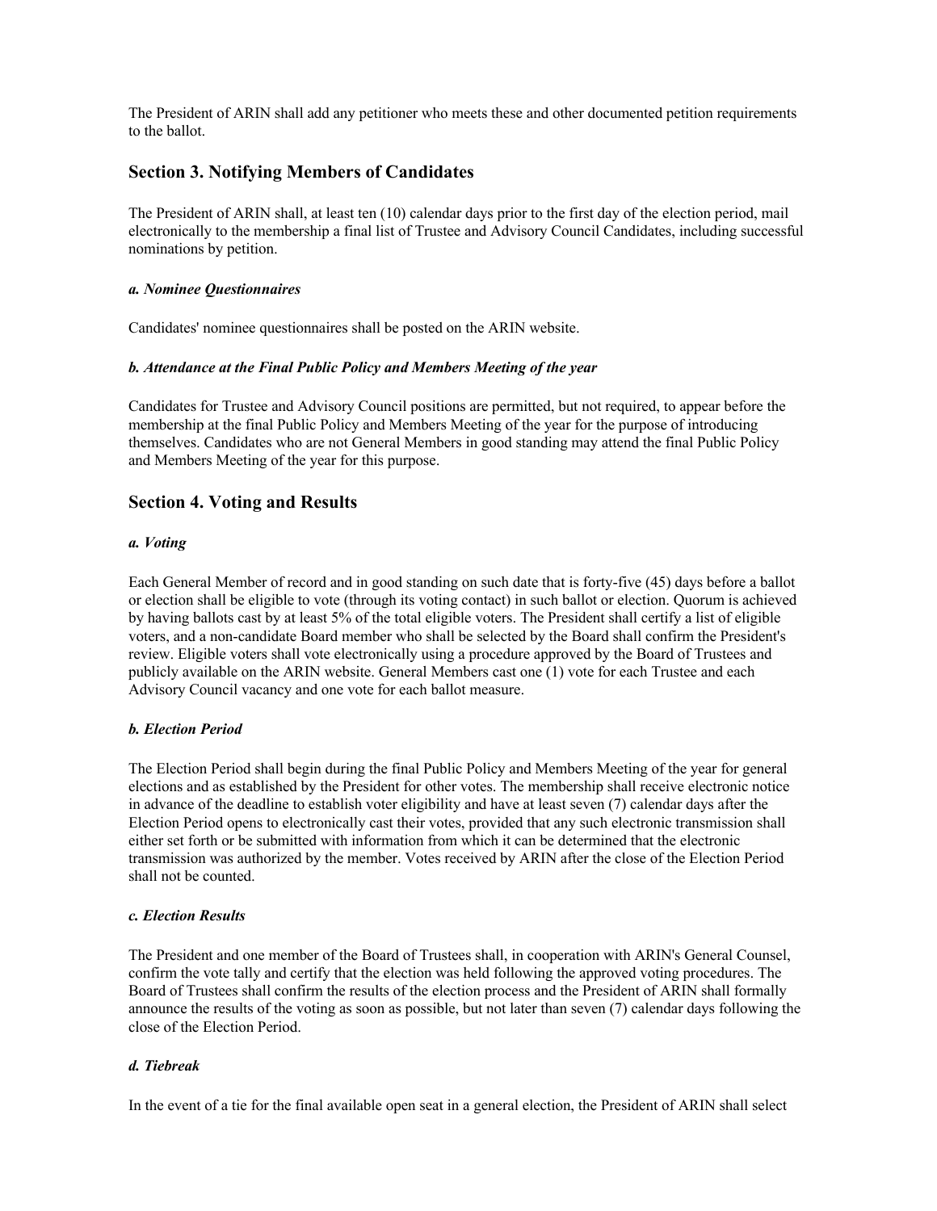The President of ARIN shall add any petitioner who meets these and other documented petition requirements to the ballot.

## Section 3. Notifying Members of Candidates

The President of ARIN shall, at least ten (10) calendar days prior to the first day of the election period, mail electronically to the membership a final list of Trustee and Advisory Council Candidates, including successful nominations by petition.

#### *a. Nominee Questionnaires*

Candidates' nominee questionnaires shall be posted on the ARIN website.

#### *b. Attendance at the Final Public Policy and Members Meeting of the year*

Candidates for Trustee and Advisory Council positions are permitted, but not required, to appear before the membership at the final Public Policy and Members Meeting of the year for the purpose of introducing themselves. Candidates who are not General Members in good standing may attend the final Public Policy and Members Meeting of the year for this purpose.

## Section 4. Voting and Results

#### *a. Voting*

Each General Member of record and in good standing on such date that is forty-five (45) days before a ballot or election shall be eligible to vote (through its voting contact) in such ballot or election. Quorum is achieved by having ballots cast by at least 5% of the total eligible voters. The President shall certify a list of eligible voters, and a non-candidate Board member who shall be selected by the Board shall confirm the President's review. Eligible voters shall vote electronically using a procedure approved by the Board of Trustees and publicly available on the ARIN website. General Members cast one (1) vote for each Trustee and each Advisory Council vacancy and one vote for each ballot measure.

#### *b. Election Period*

The Election Period shall begin during the final Public Policy and Members Meeting of the year for general elections and as established by the President for other votes. The membership shall receive electronic notice in advance of the deadline to establish voter eligibility and have at least seven (7) calendar days after the Election Period opens to electronically cast their votes, provided that any such electronic transmission shall either set forth or be submitted with information from which it can be determined that the electronic transmission was authorized by the member. Votes received by ARIN after the close of the Election Period shall not be counted.

#### *c. Election Results*

The President and one member of the Board of Trustees shall, in cooperation with ARIN's General Counsel, confirm the vote tally and certify that the election was held following the approved voting procedures. The Board of Trustees shall confirm the results of the election process and the President of ARIN shall formally announce the results of the voting as soon as possible, but not later than seven (7) calendar days following the close of the Election Period.

#### *d. Tiebreak*

In the event of a tie for the final available open seat in a general election, the President of ARIN shall select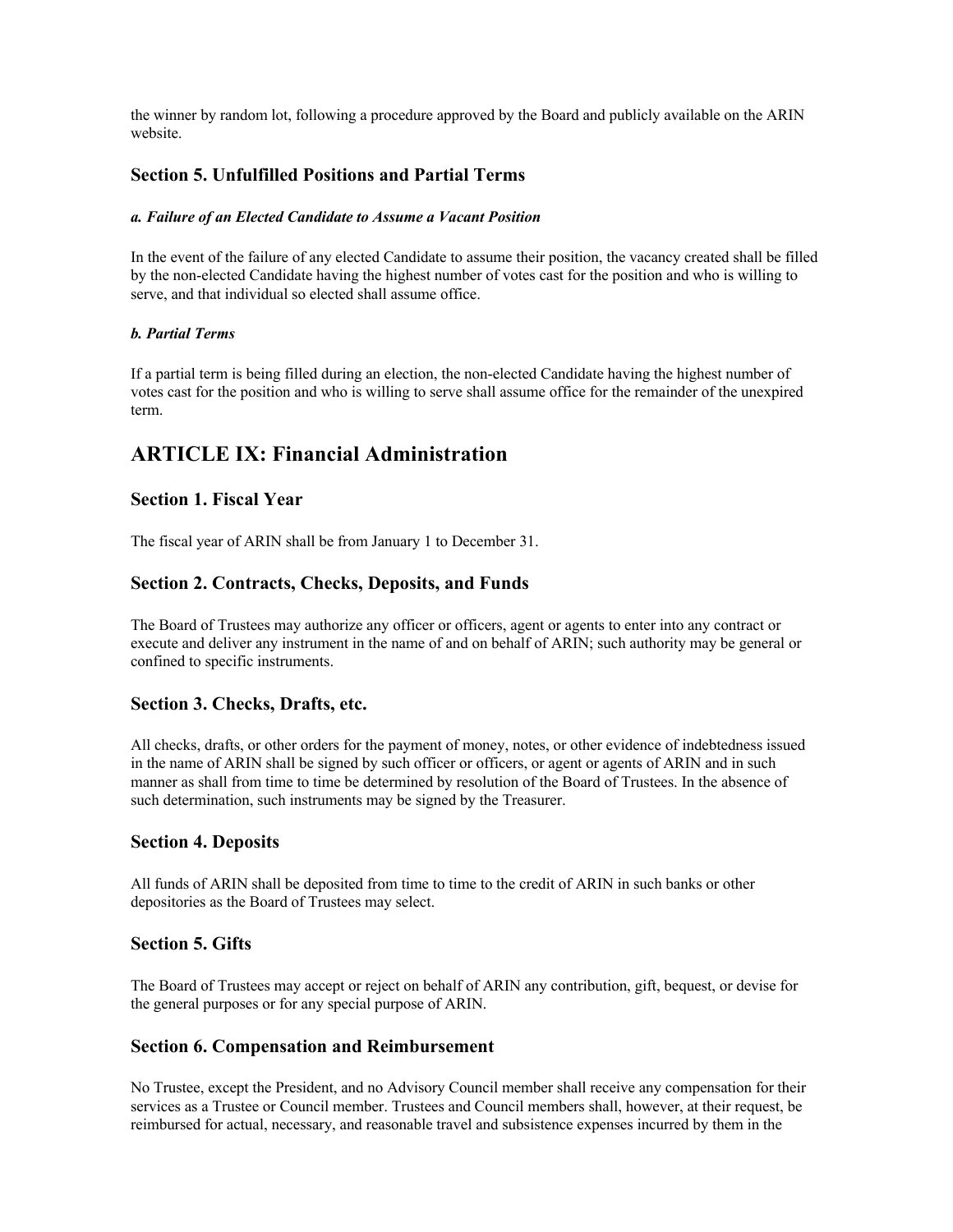the winner by random lot, following a procedure approved by the Board and publicly available on the ARIN website.

### Section 5. Unfulfilled Positions and Partial Terms

#### *a. Failure of an Elected Candidate to Assume a Vacant Position*

In the event of the failure of any elected Candidate to assume their position, the vacancy created shall be filled by the non-elected Candidate having the highest number of votes cast for the position and who is willing to serve, and that individual so elected shall assume office.

#### *b. Partial Terms*

If a partial term is being filled during an election, the non-elected Candidate having the highest number of votes cast for the position and who is willing to serve shall assume office for the remainder of the unexpired term.

## ARTICLE IX: Financial Administration

### Section 1. Fiscal Year

The fiscal year of ARIN shall be from January 1 to December 31.

### Section 2. Contracts, Checks, Deposits, and Funds

The Board of Trustees may authorize any officer or officers, agent or agents to enter into any contract or execute and deliver any instrument in the name of and on behalf of ARIN; such authority may be general or confined to specific instruments.

### Section 3. Checks, Drafts, etc.

All checks, drafts, or other orders for the payment of money, notes, or other evidence of indebtedness issued in the name of ARIN shall be signed by such officer or officers, or agent or agents of ARIN and in such manner as shall from time to time be determined by resolution of the Board of Trustees. In the absence of such determination, such instruments may be signed by the Treasurer.

### Section 4. Deposits

All funds of ARIN shall be deposited from time to time to the credit of ARIN in such banks or other depositories as the Board of Trustees may select.

### Section 5. Gifts

The Board of Trustees may accept or reject on behalf of ARIN any contribution, gift, bequest, or devise for the general purposes or for any special purpose of ARIN.

### Section 6. Compensation and Reimbursement

No Trustee, except the President, and no Advisory Council member shall receive any compensation for their services as a Trustee or Council member. Trustees and Council members shall, however, at their request, be reimbursed for actual, necessary, and reasonable travel and subsistence expenses incurred by them in the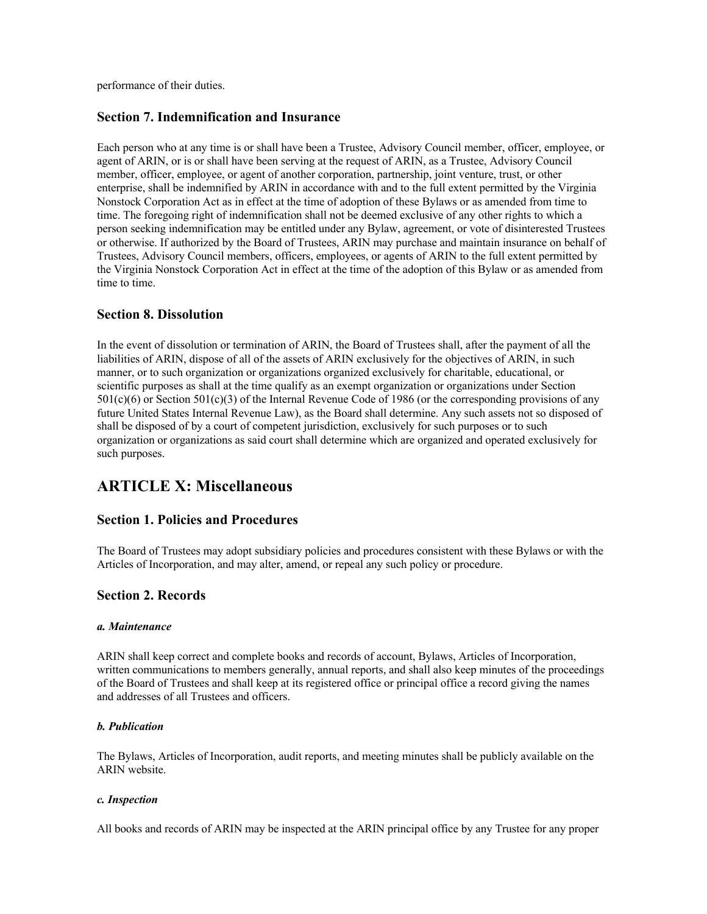performance of their duties.

### Section 7. Indemnification and Insurance

Each person who at any time is or shall have been a Trustee, Advisory Council member, officer, employee, or agent of ARIN, or is or shall have been serving at the request of ARIN, as a Trustee, Advisory Council member, officer, employee, or agent of another corporation, partnership, joint venture, trust, or other enterprise, shall be indemnified by ARIN in accordance with and to the full extent permitted by the Virginia Nonstock Corporation Act as in effect at the time of adoption of these Bylaws or as amended from time to time. The foregoing right of indemnification shall not be deemed exclusive of any other rights to which a person seeking indemnification may be entitled under any Bylaw, agreement, or vote of disinterested Trustees or otherwise. If authorized by the Board of Trustees, ARIN may purchase and maintain insurance on behalf of Trustees, Advisory Council members, officers, employees, or agents of ARIN to the full extent permitted by the Virginia Nonstock Corporation Act in effect at the time of the adoption of this Bylaw or as amended from time to time.

### Section 8. Dissolution

In the event of dissolution or termination of ARIN, the Board of Trustees shall, after the payment of all the liabilities of ARIN, dispose of all of the assets of ARIN exclusively for the objectives of ARIN, in such manner, or to such organization or organizations organized exclusively for charitable, educational, or scientific purposes as shall at the time qualify as an exempt organization or organizations under Section 501(c)(6) or Section 501(c)(3) of the Internal Revenue Code of 1986 (or the corresponding provisions of any future United States Internal Revenue Law), as the Board shall determine. Any such assets not so disposed of shall be disposed of by a court of competent jurisdiction, exclusively for such purposes or to such organization or organizations as said court shall determine which are organized and operated exclusively for such purposes.

## ARTICLE X: Miscellaneous

### Section 1. Policies and Procedures

The Board of Trustees may adopt subsidiary policies and procedures consistent with these Bylaws or with the Articles of Incorporation, and may alter, amend, or repeal any such policy or procedure.

### Section 2. Records

#### *a. Maintenance*

ARIN shall keep correct and complete books and records of account, Bylaws, Articles of Incorporation, written communications to members generally, annual reports, and shall also keep minutes of the proceedings of the Board of Trustees and shall keep at its registered office or principal office a record giving the names and addresses of all Trustees and officers.

#### *b. Publication*

The Bylaws, Articles of Incorporation, audit reports, and meeting minutes shall be publicly available on the ARIN website.

#### *c. Inspection*

All books and records of ARIN may be inspected at the ARIN principal office by any Trustee for any proper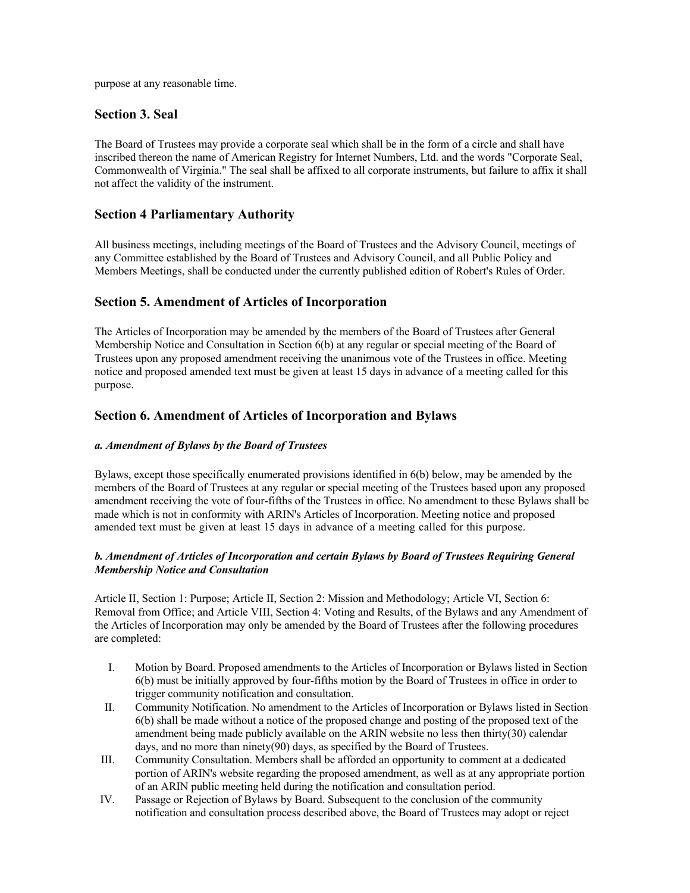purpose at any reasonable time.

## Section 3. Seal

The Board of Trustees may provide a corporate seal which shall be in the form of a circle and shall have inscribed thereon the name of American Registry for Internet Numbers, Ltd. and the words "Corporate Seal, Commonwealth of Virginia." The seal shall be affixed to all corporate instruments, but failure to affix it shall not affect the validity of the instrument.

## Section 4 Parliamentary Authority

All business meetings, including meetings of the Board of Trustees and the Advisory Council, meetings of any Committee established by the Board of Trustees and Advisory Council, and all Public Policy and Members Meetings, shall be conducted under the currently published edition of Robert's Rules of Order.

## Section 5. Amendment of Articles of Incorporation

The Articles of Incorporation may be amended by the members of the Board of Trustees after General Membership Notice and Consultation in Section 6(b) at any regular or special meeting of the Board of Trustees upon any proposed amendment receiving the unanimous vote of the Trustees in office. Meeting notice and proposed amended text must be given at least 15 days in advance of a meeting called for this purpose.

## Section 6. Amendment of Articles of Incorporation and Bylaws

#### *a. Amendment of Bylaws by the Board of Trustees*

Bylaws, except those specifically enumerated provisions identified in 6(b) below, may be amended by the members of the Board of Trustees at any regular or special meeting of the Trustees based upon any proposed amendment receiving the vote of four-fifths of the Trustees in office. No amendment to these Bylaws shall be made which is not in conformity with ARIN's Articles of Incorporation. Meeting notice and proposed amended text must be given at least 15 days in advance of a meeting called for this purpose.

#### *b. Amendment of Articles of Incorporation and certain Bylaws by Board of Trustees Requiring General Membership Notice and Consultation*

Article II, Section 1: Purpose; Article II, Section 2: Mission and Methodology; Article VI, Section 6: Removal from Office; and Article VIII, Section 4: Voting and Results, of the Bylaws and any Amendment of the Articles of Incorporation may only be amended by the Board of Trustees after the following procedures are completed:

I. Motion by Board. Proposed amendments to the Articles of Incorporation or Bylaws listed in Section 6(b) must be initially approved by four-fifths motion by the Board of Trustees in office in order to trigger community notification and consultation.
II. Community Notification. No amendment to the Articles of Incorporation or Bylaws listed in Section 6(b) shall be made without a notice of the proposed change and posting of the proposed text of the amendment being made publicly available on the ARIN website no less then thirty(30) calendar days, and no more than ninety(90) days, as specified by the Board of Trustees.
III. Community Consultation. Members shall be afforded an opportunity to comment at a dedicated portion of ARIN's website regarding the proposed amendment, as well as at any appropriate portion of an ARIN public meeting held during the notification and consultation period.
IV. Passage or Rejection of Bylaws by Board. Subsequent to the conclusion of the community notification and consultation process described above, the Board of Trustees may adopt or reject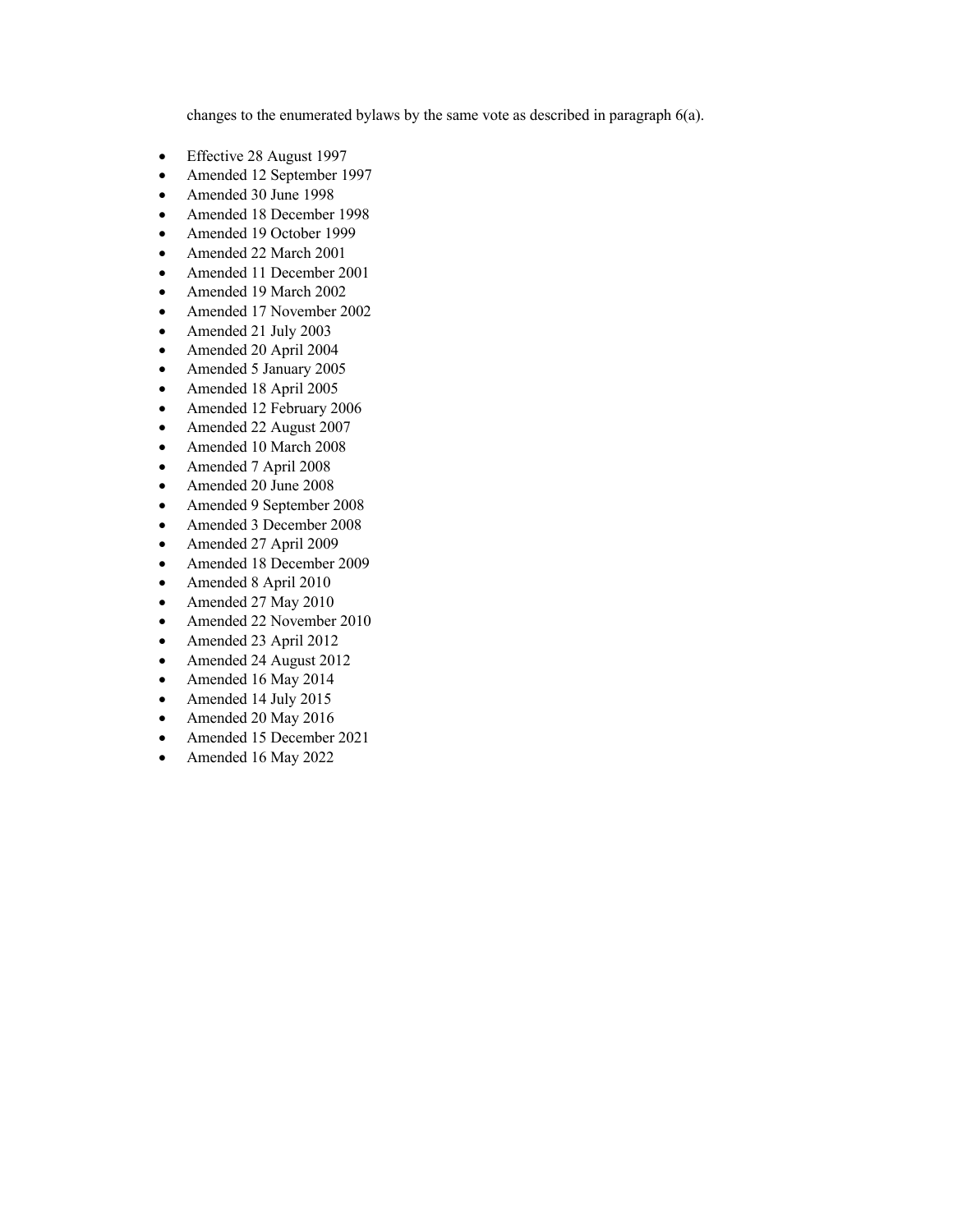changes to the enumerated bylaws by the same vote as described in paragraph 6(a).

- Effective 28 August 1997
- Amended 12 September 1997
- Amended 30 June 1998
- Amended 18 December 1998
- Amended 19 October 1999
- Amended 22 March 2001
- Amended 11 December 2001
- Amended 19 March 2002
- Amended 17 November 2002
- Amended 21 July 2003
- Amended 20 April 2004
- Amended 5 January 2005
- Amended 18 April 2005
- Amended 12 February 2006
- Amended 22 August 2007
- Amended 10 March 2008
- Amended 7 April 2008
- Amended 20 June 2008
- Amended 9 September 2008
- Amended 3 December 2008
- Amended 27 April 2009
- Amended 18 December 2009
- Amended 8 April 2010
- Amended 27 May 2010
- Amended 22 November 2010
- Amended 23 April 2012
- Amended 24 August 2012
- Amended 16 May 2014
- Amended 14 July 2015
- Amended 20 May 2016
- Amended 15 December 2021
- Amended 16 May 2022